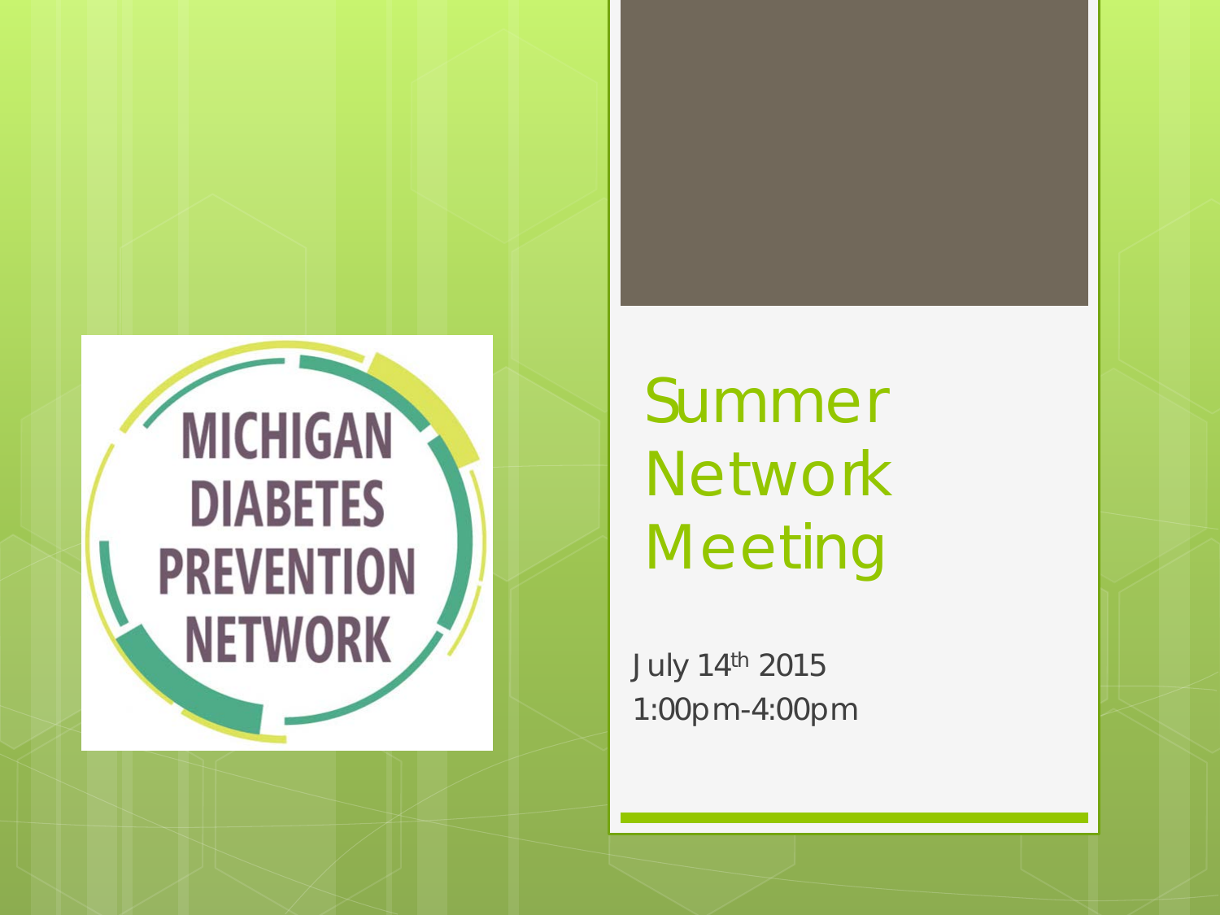MICHIGAN DIABETES PREVENTION NETWORK

# Summer Network Meeting

July 14th 2015
1:00pm-4:00pm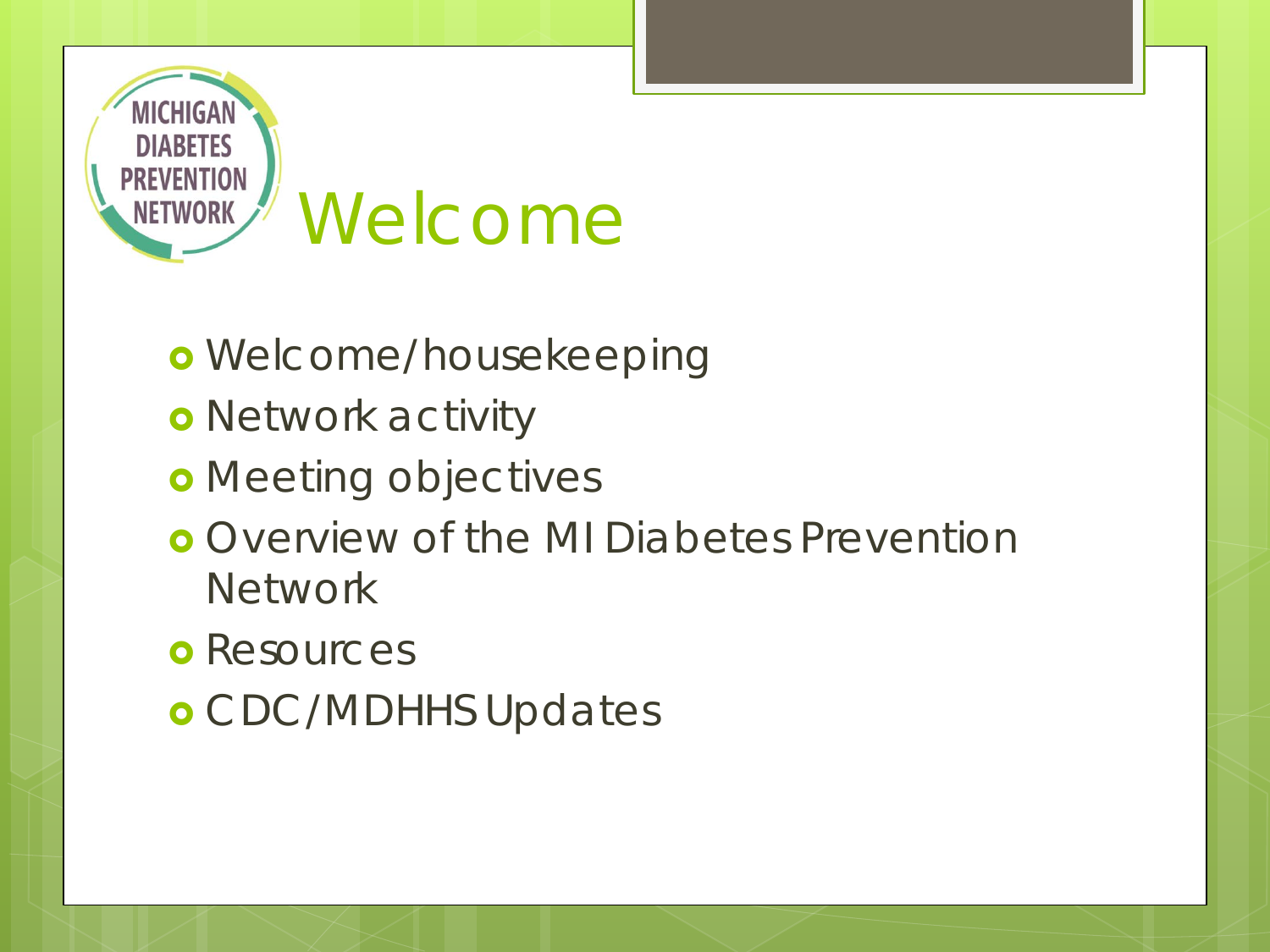# Welcome

- Welcome/housekeeping
- Network activity
- Meeting objectives
- Overview of the MI Diabetes Prevention Network
- Resources
- CDC/MDHHS Updates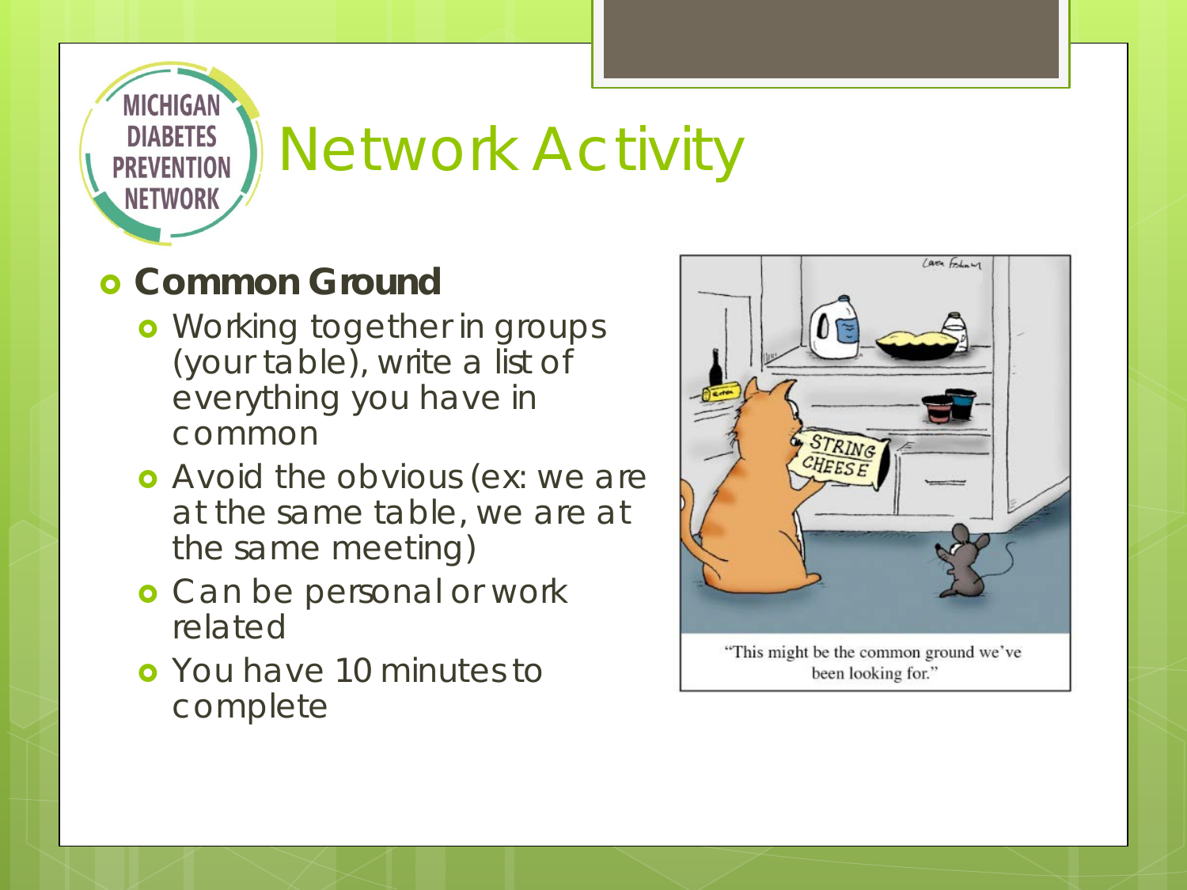# Network Activity

- **Common Ground**
  - Working together in groups (your table), write a list of everything you have in common
  - Avoid the obvious (ex: we are at the same table, we are at the same meeting)
  - Can be personal or work related
  - You have 10 minutes to complete

"This might be the common ground we've been looking for."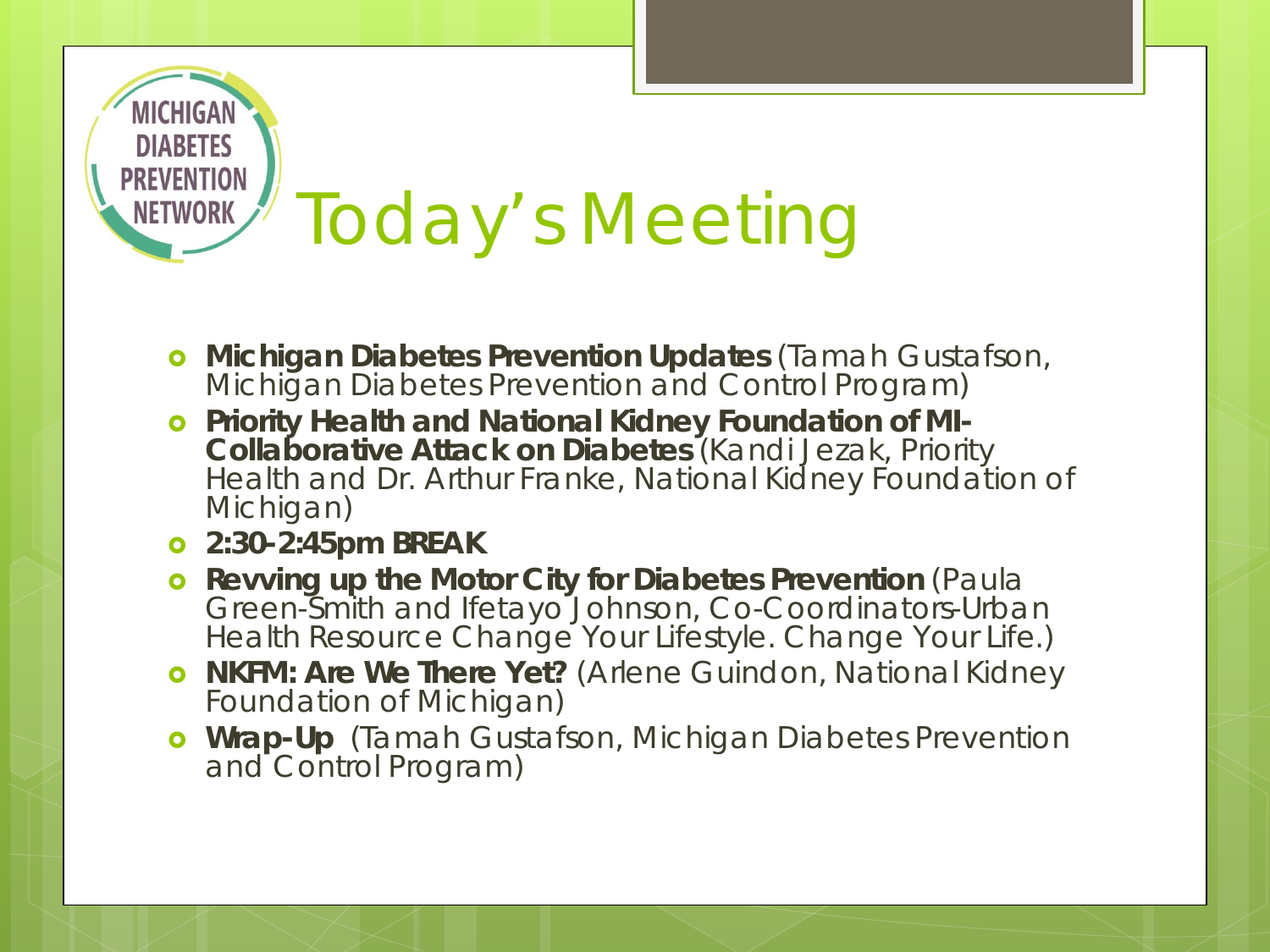MICHIGAN DIABETES PREVENTION NETWORK

# Today's Meeting

- **Michigan Diabetes Prevention Updates** (Tamah Gustafson, Michigan Diabetes Prevention and Control Program)
- **Priority Health and National Kidney Foundation of MI- Collaborative Attack on Diabetes** (Kandi Jezak, Priority Health and Dr. Arthur Franke, National Kidney Foundation of Michigan)
- **2:30-2:45pm BREAK**
- **Revving up the Motor City for Diabetes Prevention** (Paula Green-Smith and Ifetayo Johnson, Co-Coordinators-Urban Health Resource Change Your Lifestyle. Change Your Life.)
- **NKFM: Are We There Yet?** (Arlene Guindon, National Kidney Foundation of Michigan)
- **Wrap-Up** (Tamah Gustafson, Michigan Diabetes Prevention and Control Program)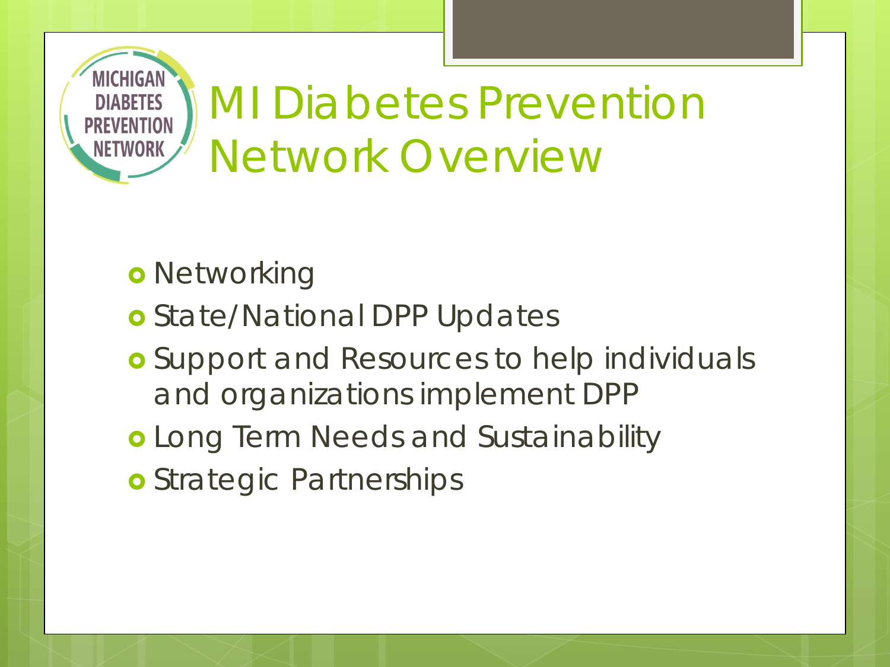# MI Diabetes Prevention Network Overview

- Networking
- State/National DPP Updates
- Support and Resources to help individuals and organizations implement DPP
- Long Term Needs and Sustainability
- Strategic Partnerships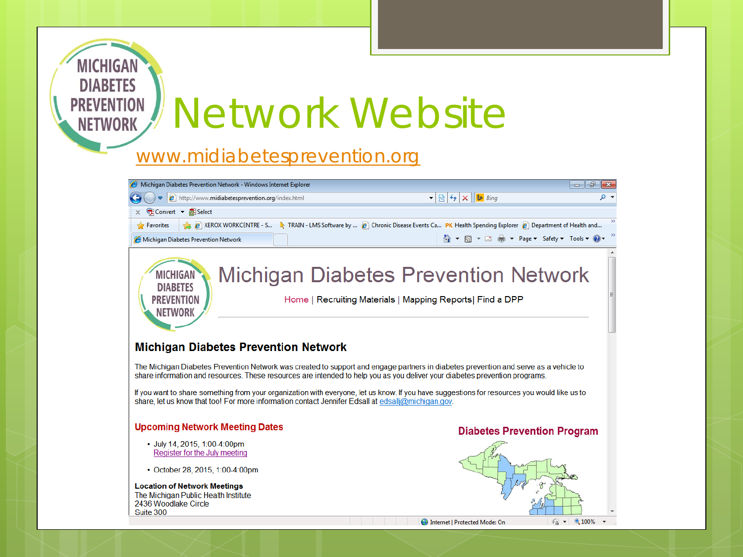# Network Website

www.midiabetesprevention.org

## Michigan Diabetes Prevention Network

Home | Recruiting Materials | Mapping Reports| Find a DPP

### Michigan Diabetes Prevention Network

The Michigan Diabetes Prevention Network was created to support and engage partners in diabetes prevention and serve as a vehicle to share information and resources. These resources are intended to help you as you deliver your diabetes prevention programs.

If you want to share something from your organization with everyone, let us know. If you have suggestions for resources you would like us to share, let us know that too! For more information contact Jennifer Edsall at edsallj@michigan.gov.

#### Upcoming Network Meeting Dates

- July 14, 2015, 1:00-4:00pm
  Register for the July meeting
- October 28, 2015, 1:00-4:00pm

**Location of Network Meetings**
The Michigan Public Health Institute
2436 Woodlake Circle
Suite 300

#### Diabetes Prevention Program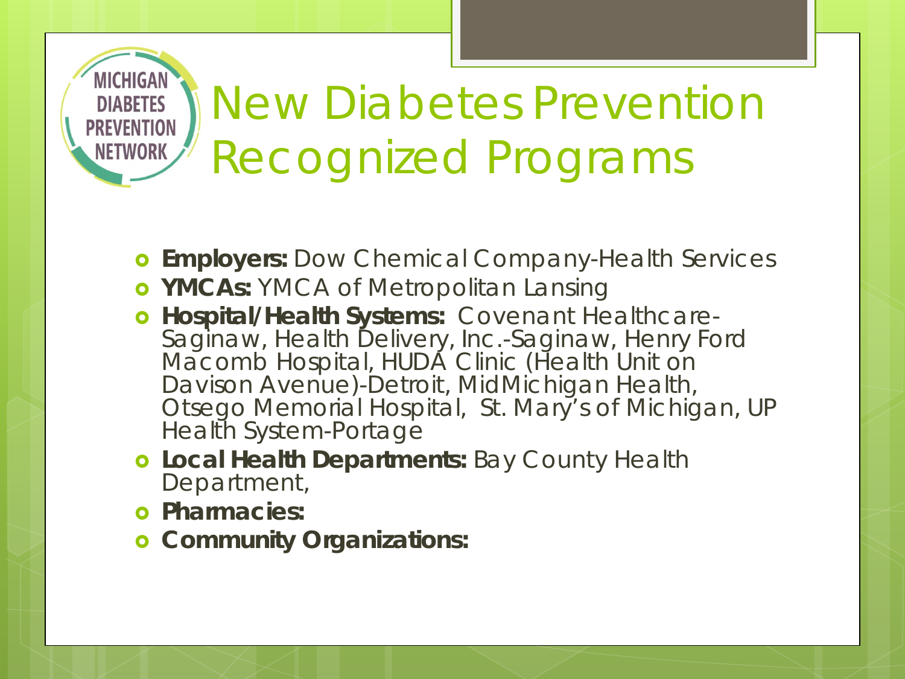MICHIGAN DIABETES PREVENTION NETWORK

# New Diabetes Prevention Recognized Programs

- **Employers:** Dow Chemical Company-Health Services
- **YMCAs:** YMCA of Metropolitan Lansing
- **Hospital/Health Systems:** Covenant Healthcare-Saginaw, Health Delivery, Inc.-Saginaw, Henry Ford Macomb Hospital, HUDA Clinic (Health Unit on Davison Avenue)-Detroit, MidMichigan Health, Otsego Memorial Hospital, St. Mary's of Michigan, UP Health System-Portage
- **Local Health Departments:** Bay County Health Department,
- **Pharmacies:**
- **Community Organizations:**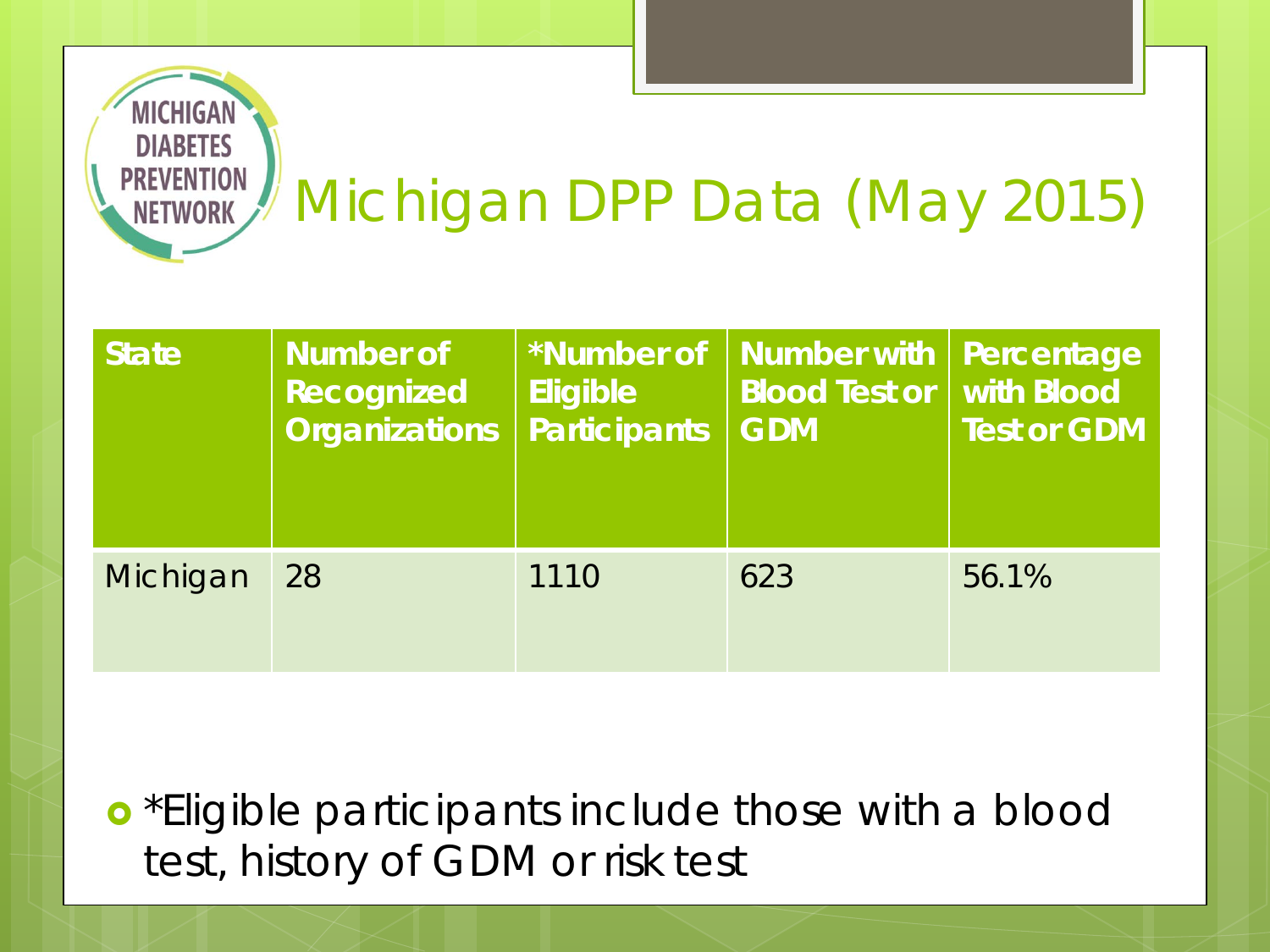# Michigan DPP Data (May 2015)

| State | Number of Recognized Organizations | *Number of Eligible Participants | Number with Blood Test or GDM | Percentage with Blood Test or GDM |
|---|---|---|---|---|
| Michigan | 28 | 1110 | 623 | 56.1% |

- *Eligible participants include those with a blood test, history of GDM or risk test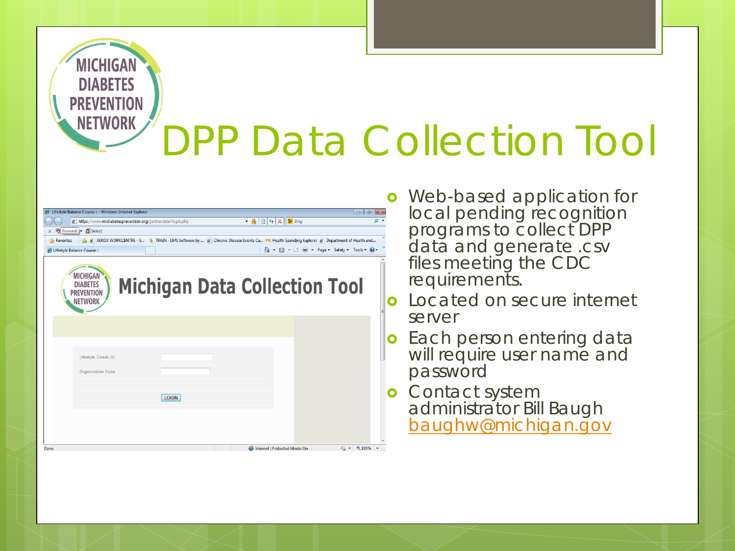# DPP Data Collection Tool

- Web-based application for local pending recognition programs to collect DPP data and generate .csv files meeting the CDC requirements.
- Located on secure internet server
- Each person entering data will require user name and password
- Contact system administrator Bill Baugh baughw@michigan.gov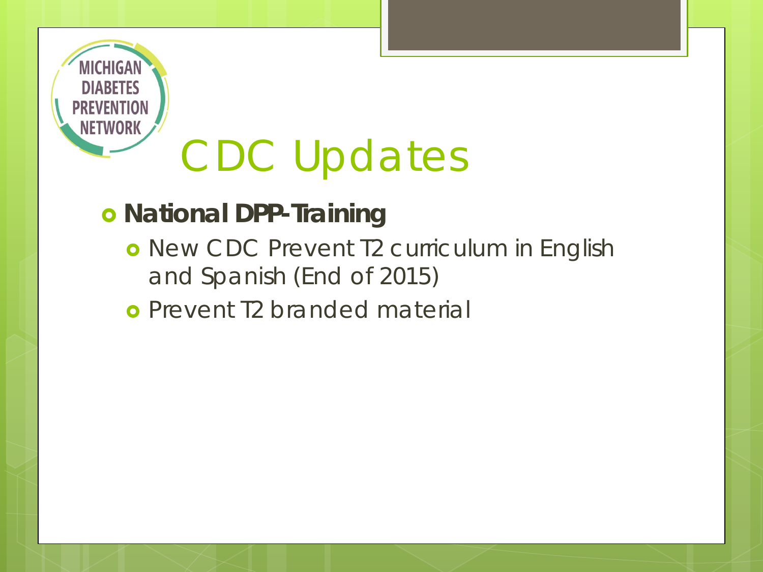MICHIGAN DIABETES PREVENTION NETWORK

# CDC Updates

- **National DPP-Training**
  - New CDC Prevent T2 curriculum in English and Spanish (End of 2015)
  - Prevent T2 branded material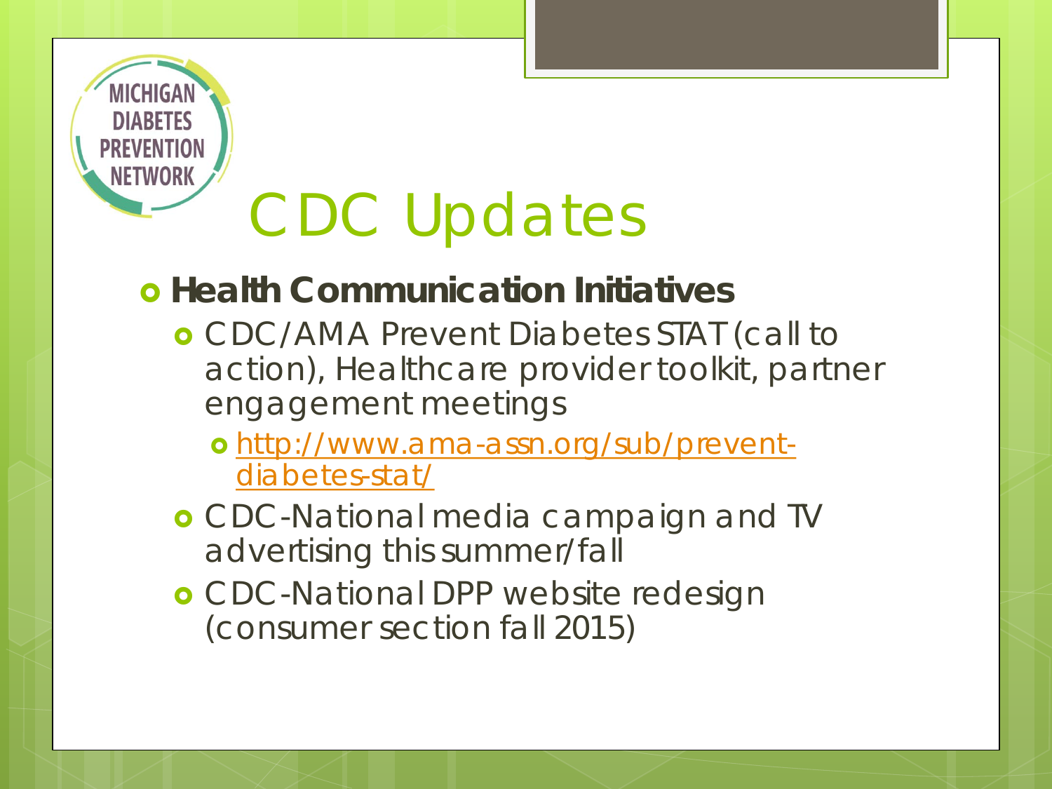# CDC Updates

- **Health Communication Initiatives**
  - CDC/AMA Prevent Diabetes STAT (call to action), Healthcare provider toolkit, partner engagement meetings
    - http://www.ama-assn.org/sub/prevent-diabetes-stat/
  - CDC-National media campaign and TV advertising this summer/fall
  - CDC-National DPP website redesign (consumer section fall 2015)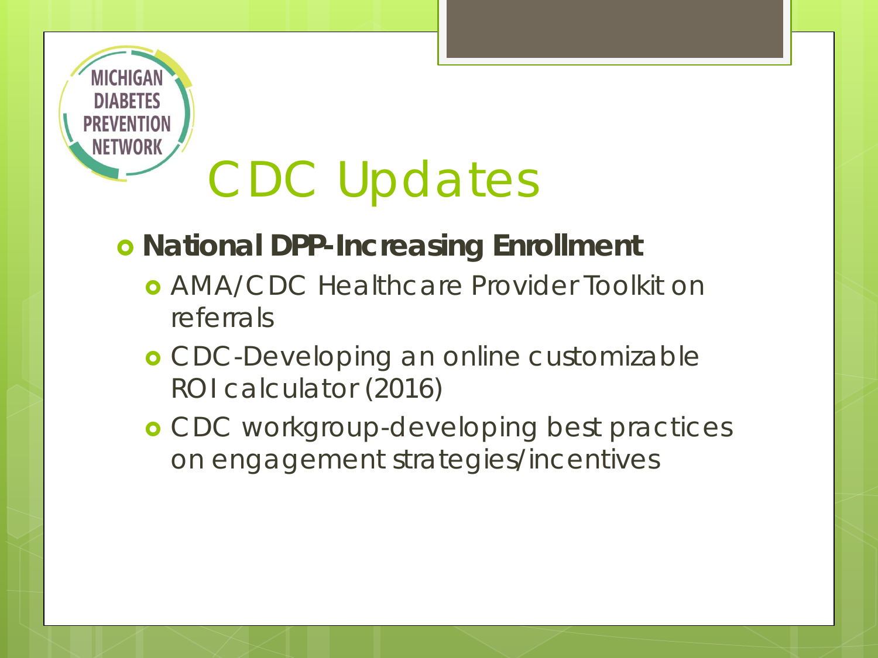# CDC Updates

- **National DPP-Increasing Enrollment**
  - AMA/CDC Healthcare Provider Toolkit on referrals
  - CDC-Developing an online customizable ROI calculator (2016)
  - CDC workgroup-developing best practices on engagement strategies/incentives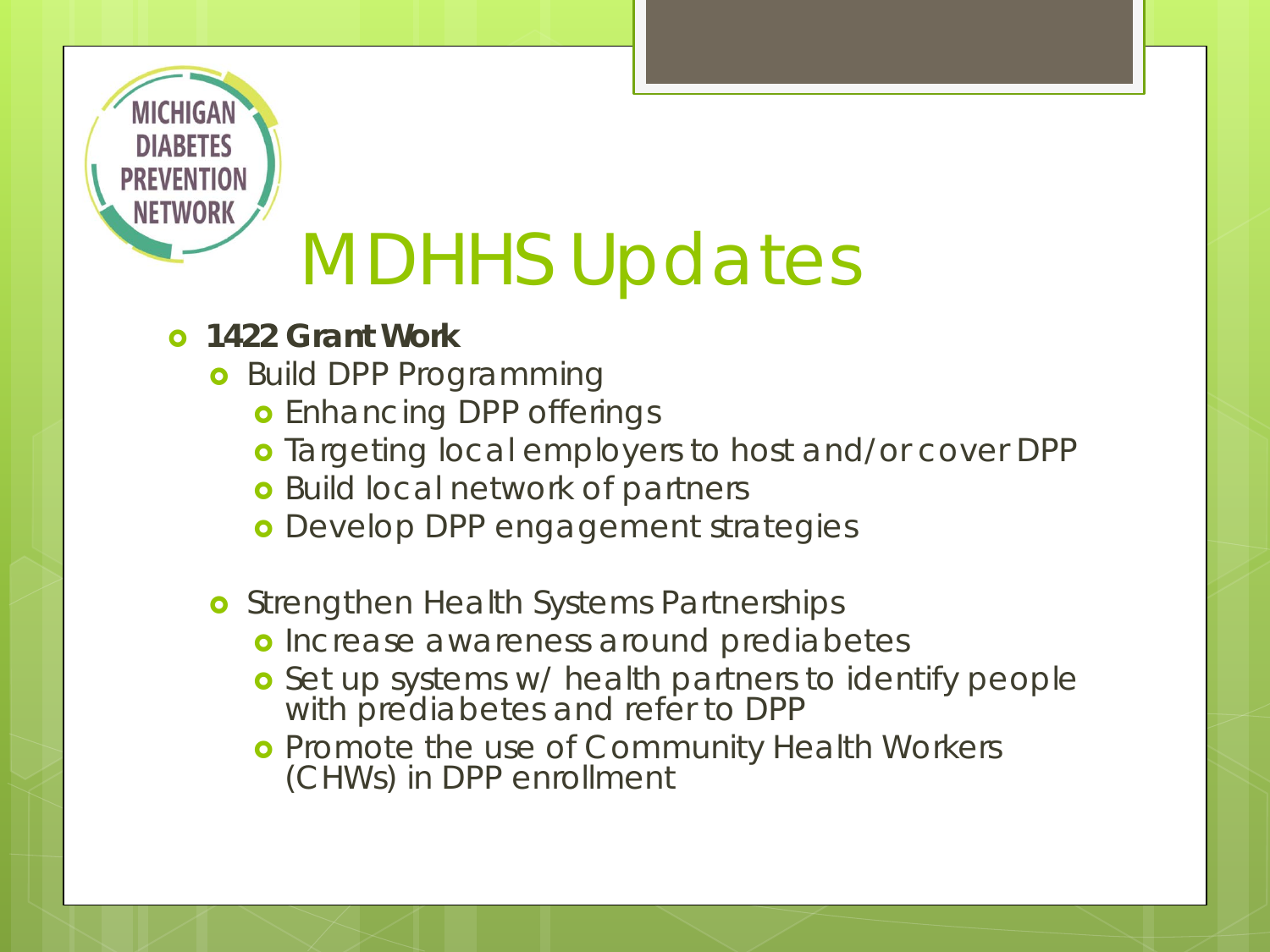# MDHHS Updates

- **1422 Grant Work**
  - Build DPP Programming
    - Enhancing DPP offerings
    - Targeting local employers to host and/or cover DPP
    - Build local network of partners
    - Develop DPP engagement strategies
  - Strengthen Health Systems Partnerships
    - Increase awareness around prediabetes
    - Set up systems w/ health partners to identify people with prediabetes and refer to DPP
    - Promote the use of Community Health Workers (CHWs) in DPP enrollment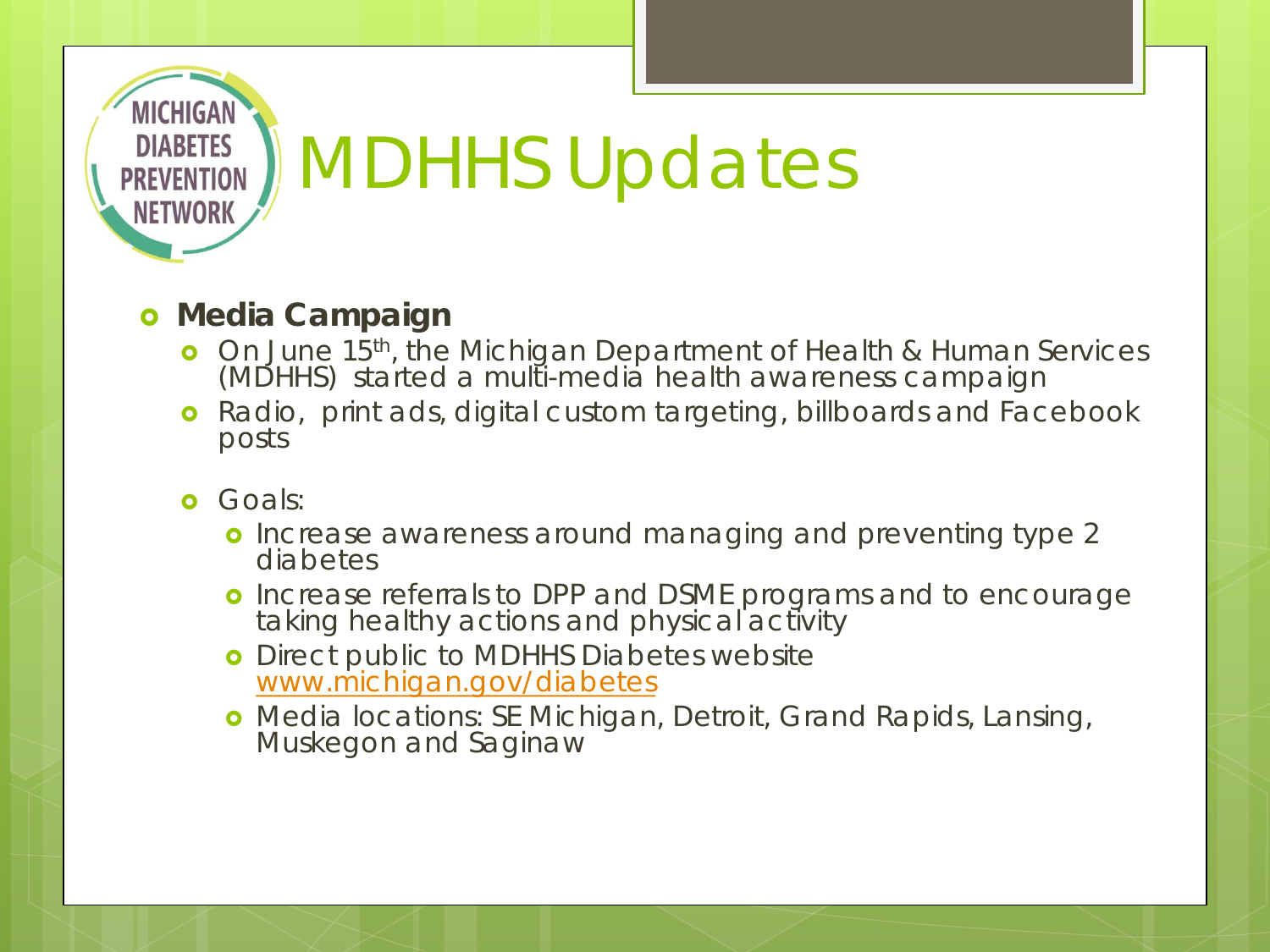# MDHHS Updates

- **Media Campaign**
  - On June 15th, the Michigan Department of Health & Human Services (MDHHS) started a multi-media health awareness campaign
  - Radio, print ads, digital custom targeting, billboards and Facebook posts
  - Goals:
    - Increase awareness around managing and preventing type 2 diabetes
    - Increase referrals to DPP and DSME programs and to encourage taking healthy actions and physical activity
    - Direct public to MDHHS Diabetes website www.michigan.gov/diabetes
    - Media locations: SE Michigan, Detroit, Grand Rapids, Lansing, Muskegon and Saginaw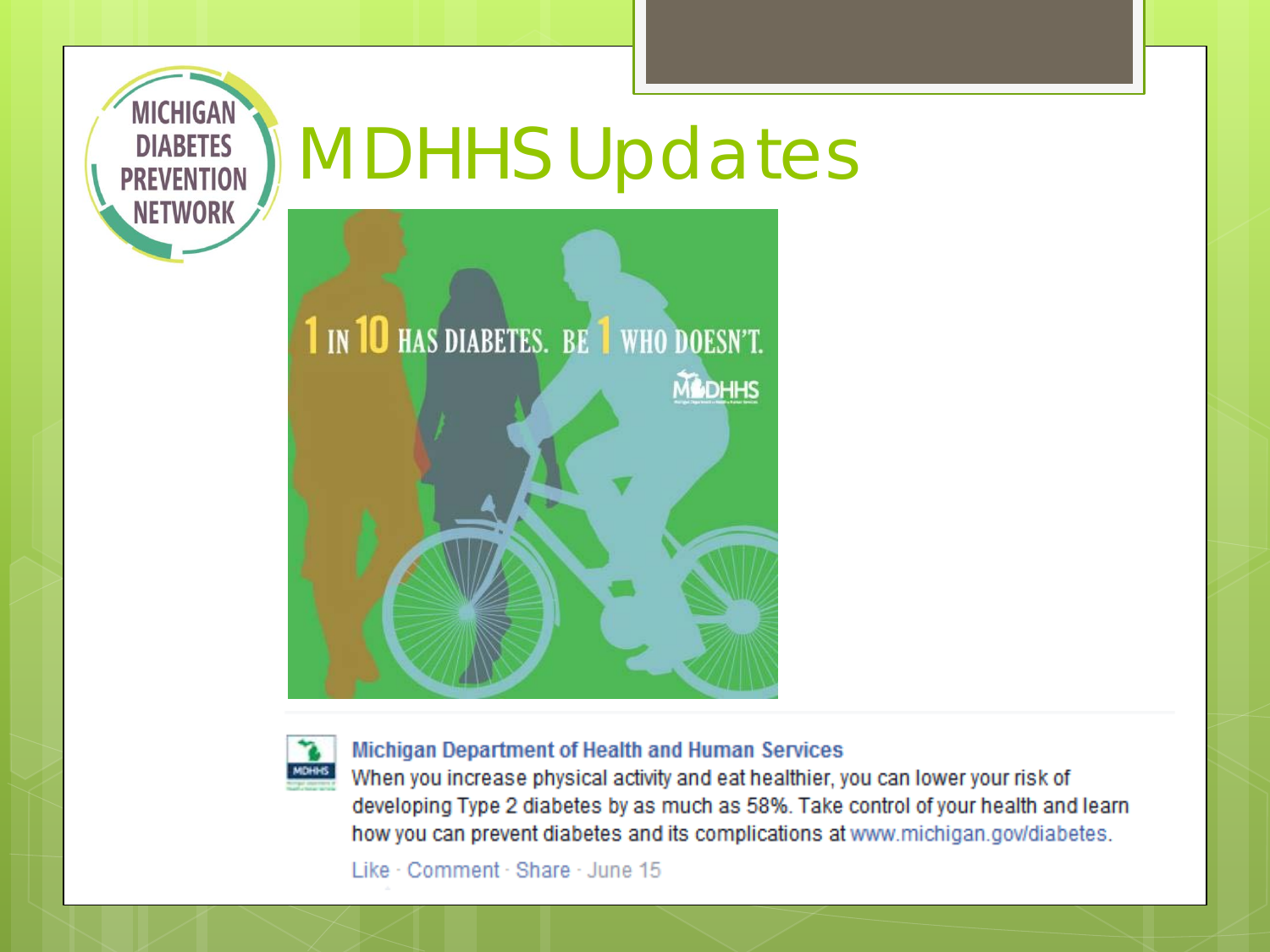MICHIGAN DIABETES PREVENTION NETWORK

# MDHHS Updates

1 IN 10 HAS DIABETES. BE 1 WHO DOESN'T.

MDHHS

**Michigan Department of Health and Human Services**

When you increase physical activity and eat healthier, you can lower your risk of developing Type 2 diabetes by as much as 58%. Take control of your health and learn how you can prevent diabetes and its complications at www.michigan.gov/diabetes.

Like · Comment · Share · June 15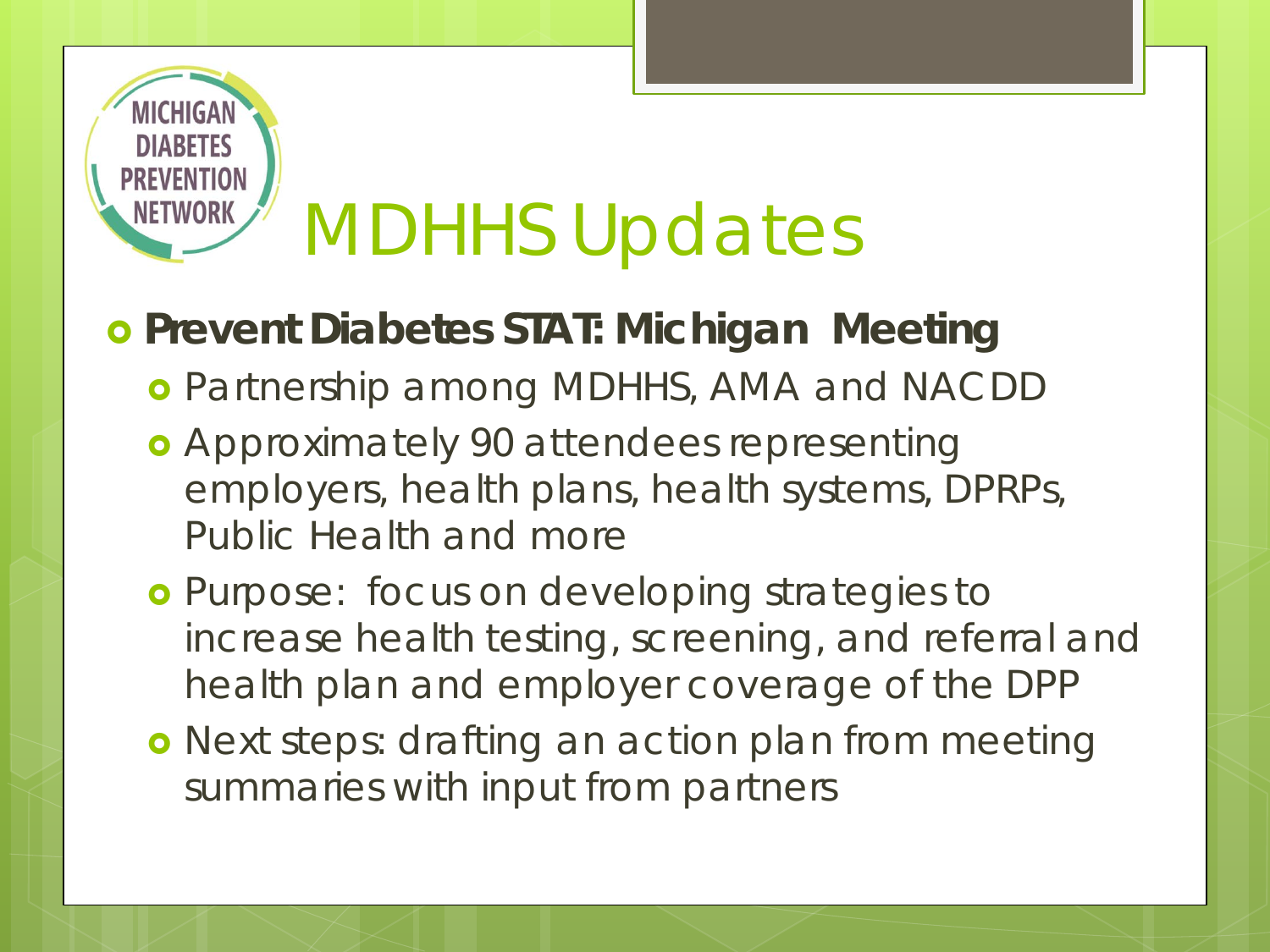MICHIGAN DIABETES PREVENTION NETWORK

# MDHHS Updates

- **Prevent Diabetes STAT: Michigan Meeting**
  - Partnership among MDHHS, AMA and NACDD
  - Approximately 90 attendees representing employers, health plans, health systems, DPRPs, Public Health and more
  - Purpose: focus on developing strategies to increase health testing, screening, and referral and health plan and employer coverage of the DPP
  - Next steps: drafting an action plan from meeting summaries with input from partners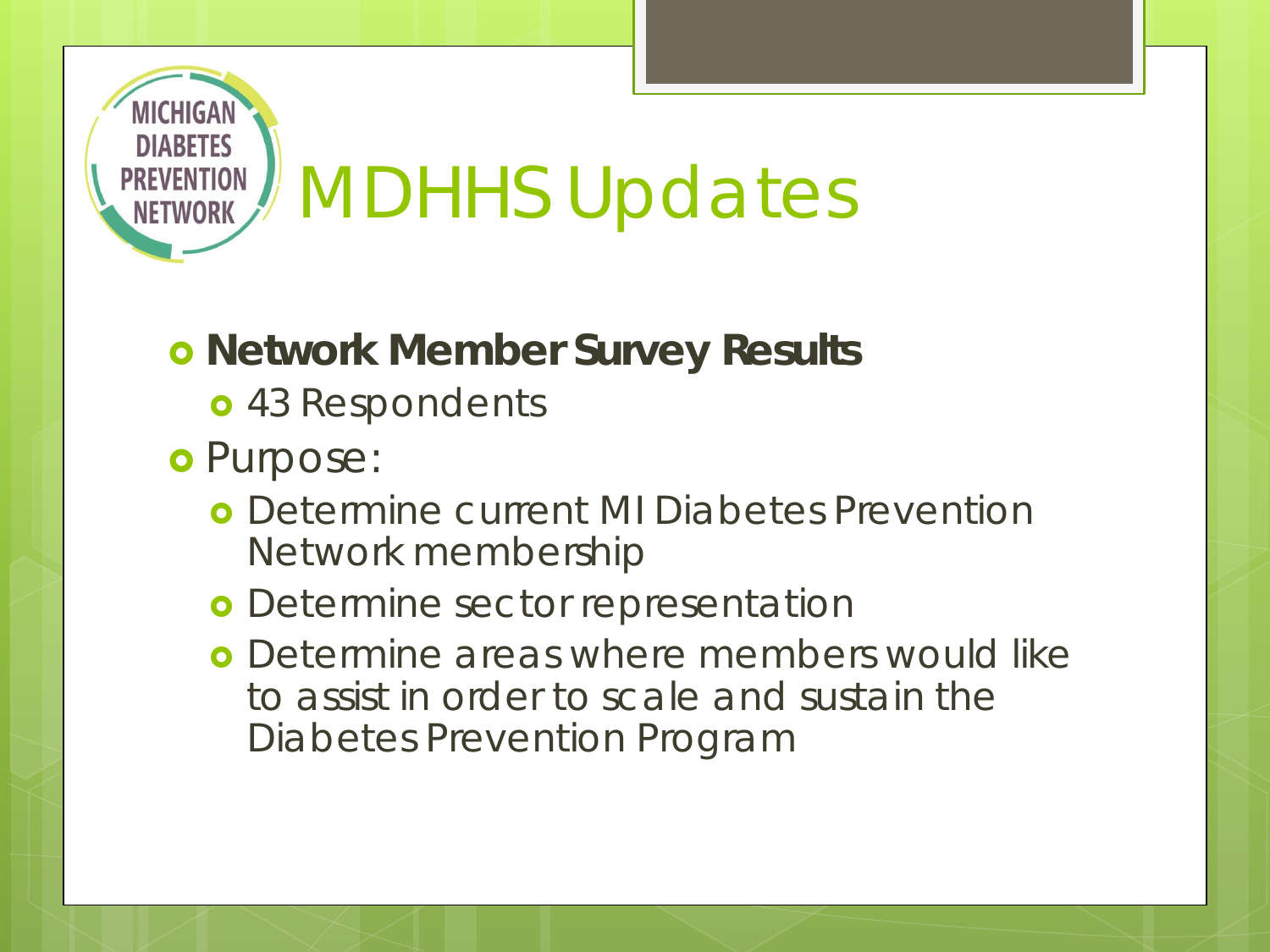# MDHHS Updates

- **Network Member Survey Results**
  - 43 Respondents
- Purpose:
  - Determine current MI Diabetes Prevention Network membership
  - Determine sector representation
  - Determine areas where members would like to assist in order to scale and sustain the Diabetes Prevention Program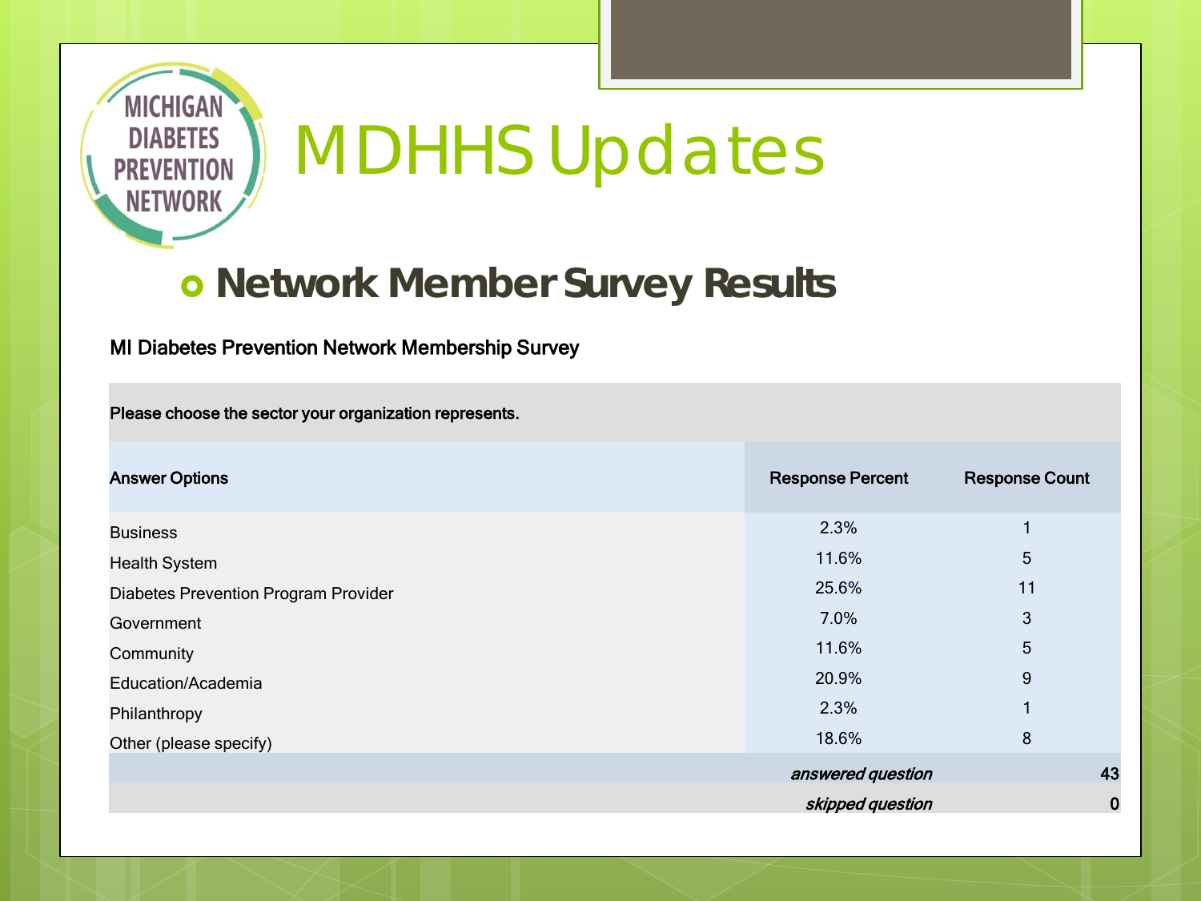# MDHHS Updates

- **Network Member Survey Results**

MI Diabetes Prevention Network Membership Survey

| Please choose the sector your organization represents. | | |
|---|---|---|
| **Answer Options** | **Response Percent** | **Response Count** |
| Business | 2.3% | 1 |
| Health System | 11.6% | 5 |
| Diabetes Prevention Program Provider | 25.6% | 11 |
| Government | 7.0% | 3 |
| Community | 11.6% | 5 |
| Education/Academia | 20.9% | 9 |
| Philanthropy | 2.3% | 1 |
| Other (please specify) | 18.6% | 8 |
| | *answered question* | **43** |
| | *skipped question* | **0** |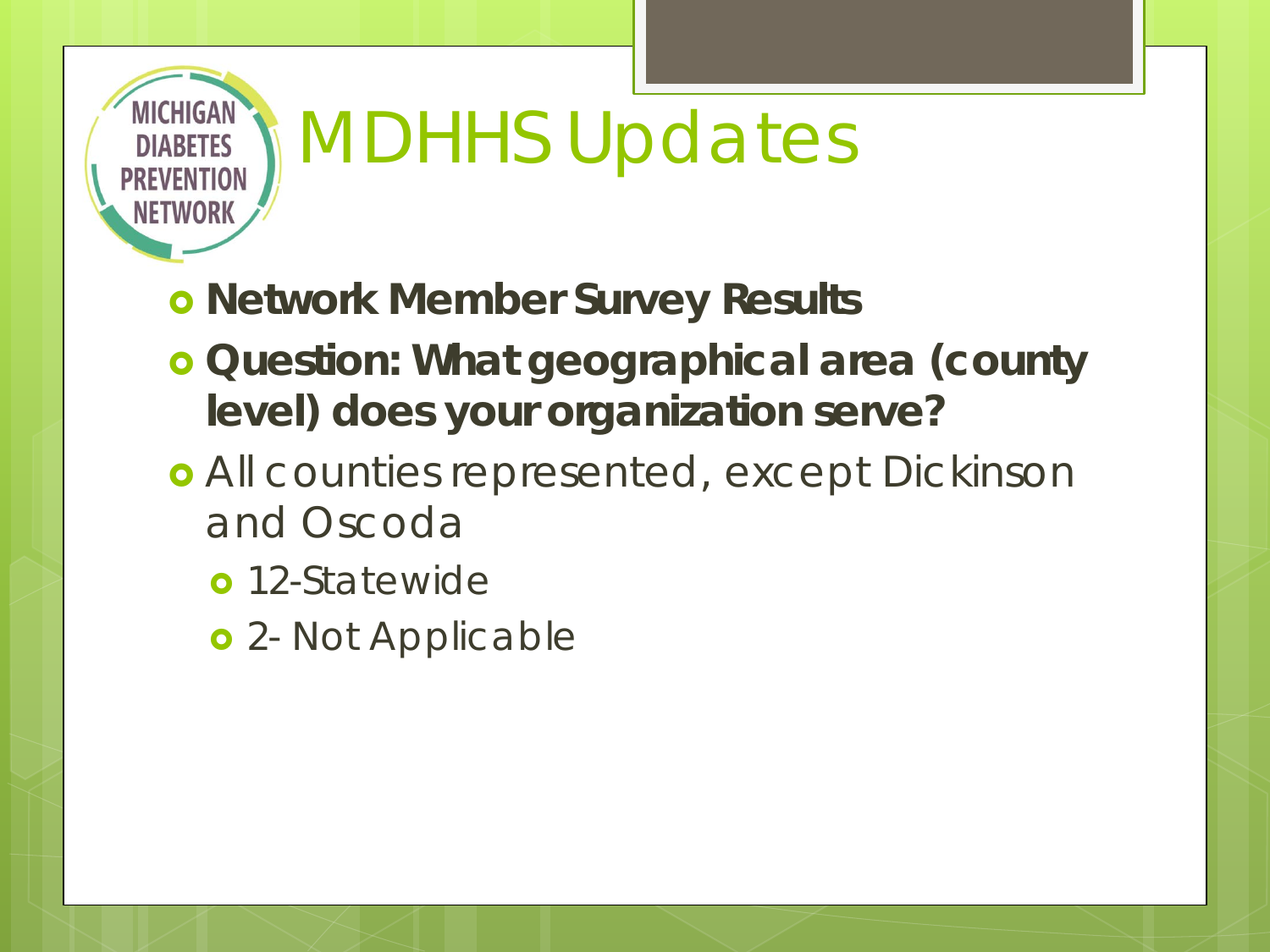# MDHHS Updates

- **Network Member Survey Results**
- **Question: What geographical area (county level) does your organization serve?**
- All counties represented, except Dickinson and Oscoda
  - 12-Statewide
  - 2- Not Applicable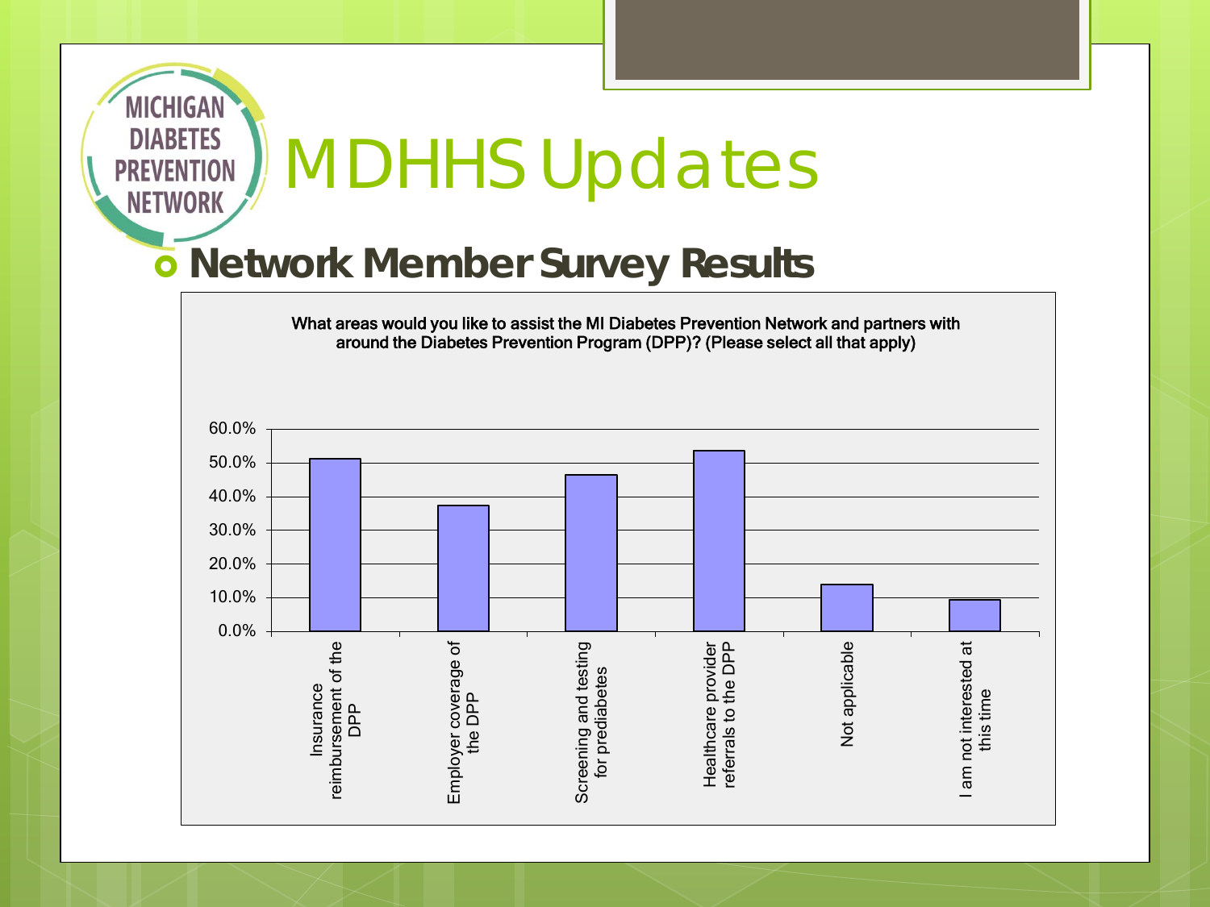# MDHHS Updates

- **Network Member Survey Results**

What areas would you like to assist the MI Diabetes Prevention Network and partners with around the Diabetes Prevention Program (DPP)? (Please select all that apply)

| Response | Percent |
|---|---|
| Insurance reimbursement of the DPP | ~51% |
| Employer coverage of the DPP | ~37% |
| Screening and testing for prediabetes | ~46% |
| Healthcare provider referrals to the DPP | ~53% |
| Not applicable | ~14% |
| I am not interested at this time | ~9% |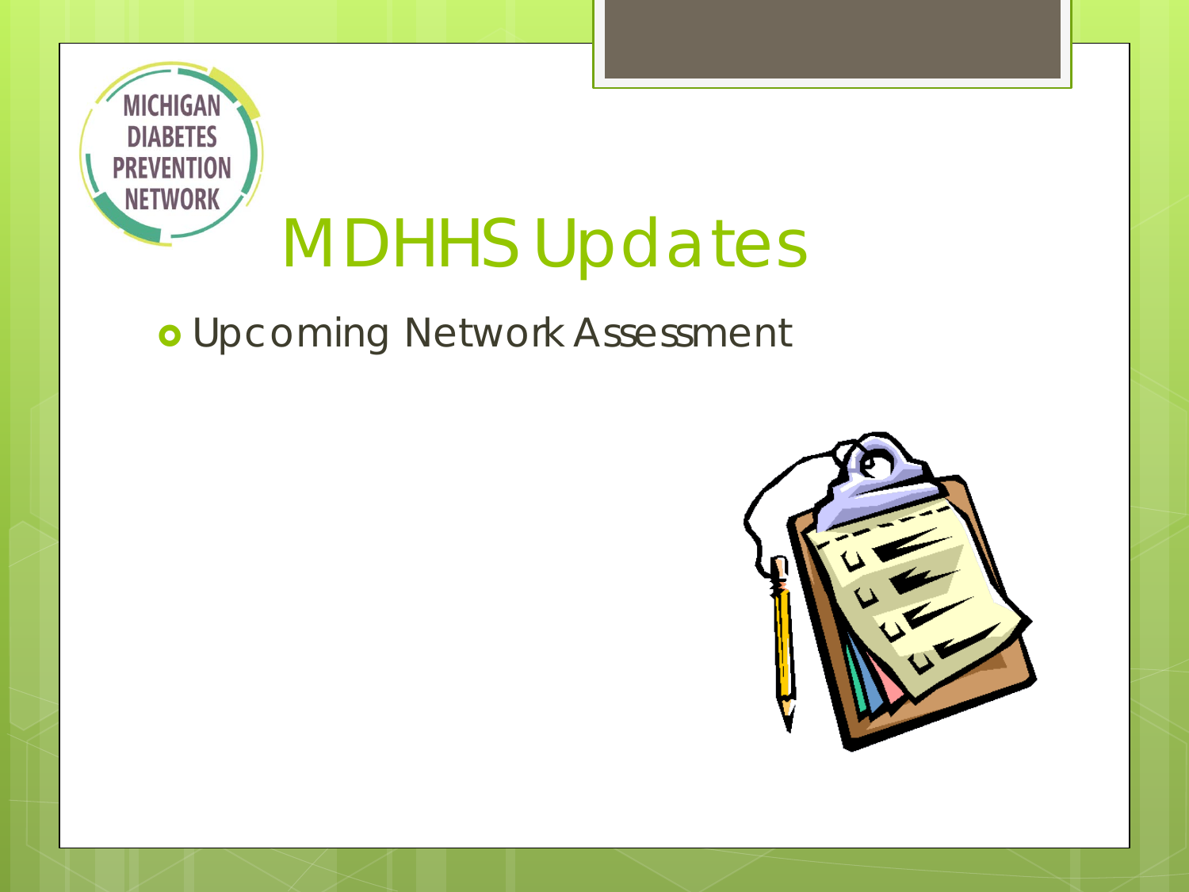# MDHHS Updates

- Upcoming Network Assessment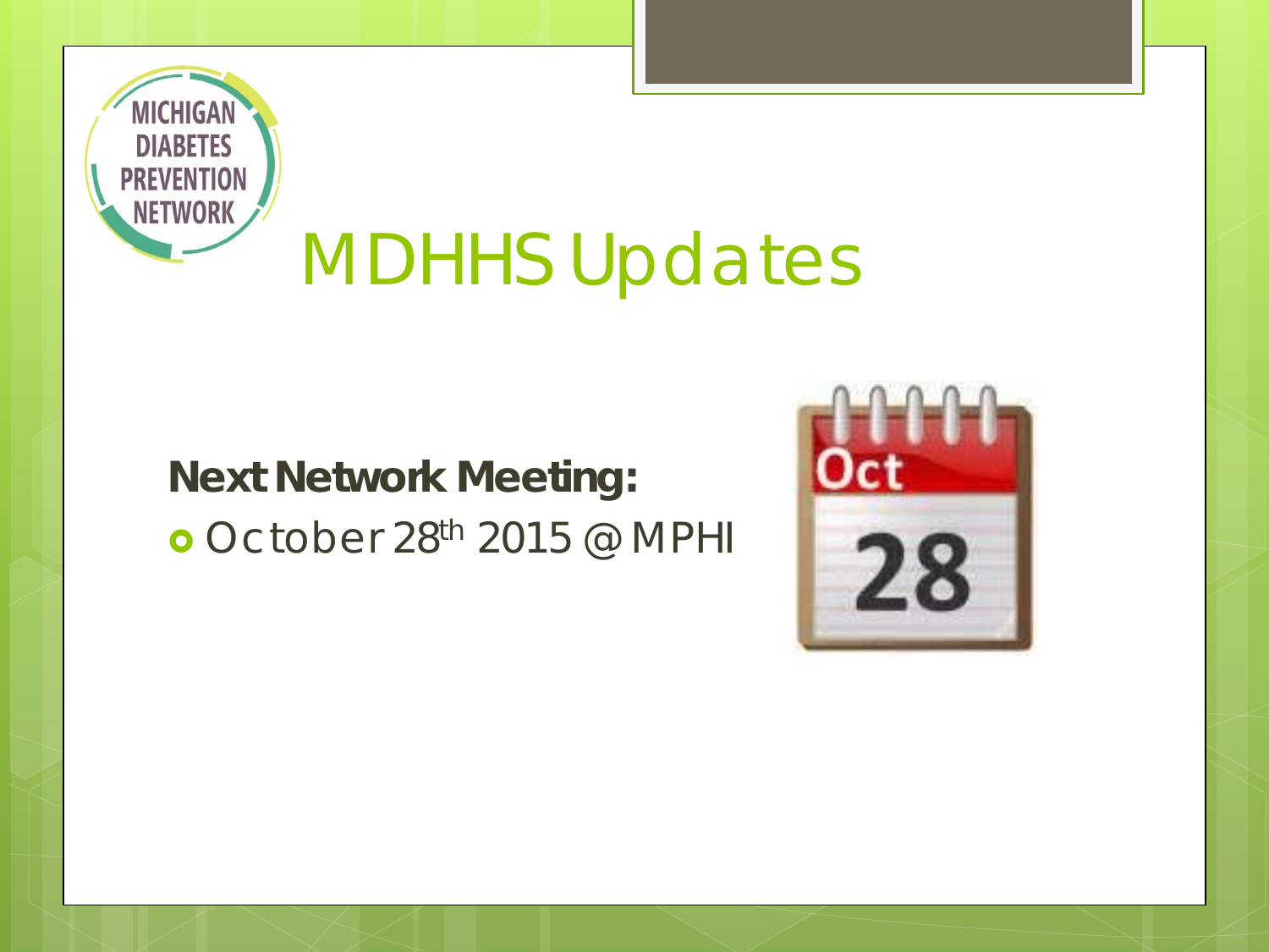# MDHHS Updates

**Next Network Meeting:**

- October 28th 2015 @ MPHI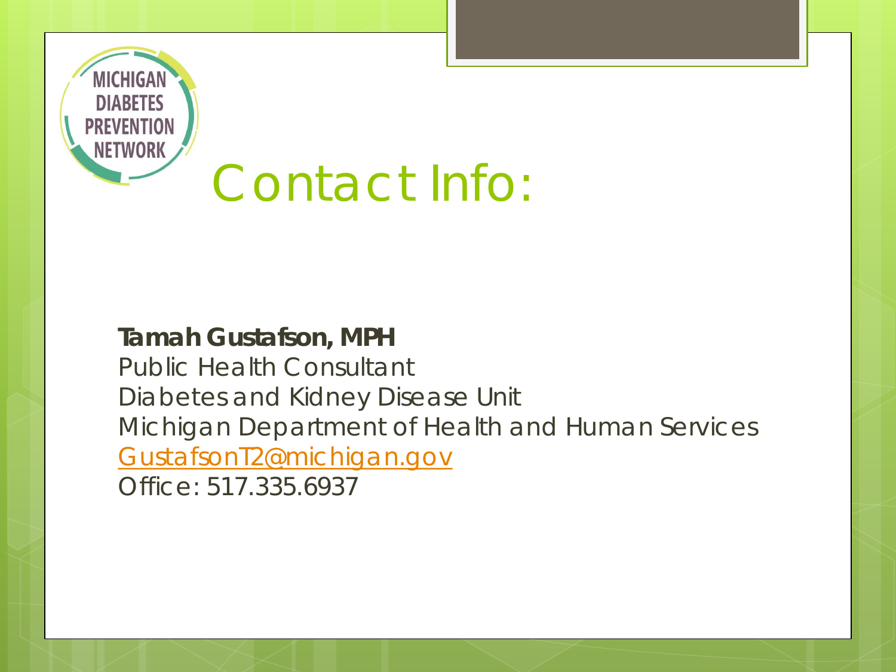MICHIGAN DIABETES PREVENTION NETWORK

# Contact Info:

**Tamah Gustafson, MPH**
Public Health Consultant
Diabetes and Kidney Disease Unit
Michigan Department of Health and Human Services
GustafsonT2@michigan.gov
Office: 517.335.6937